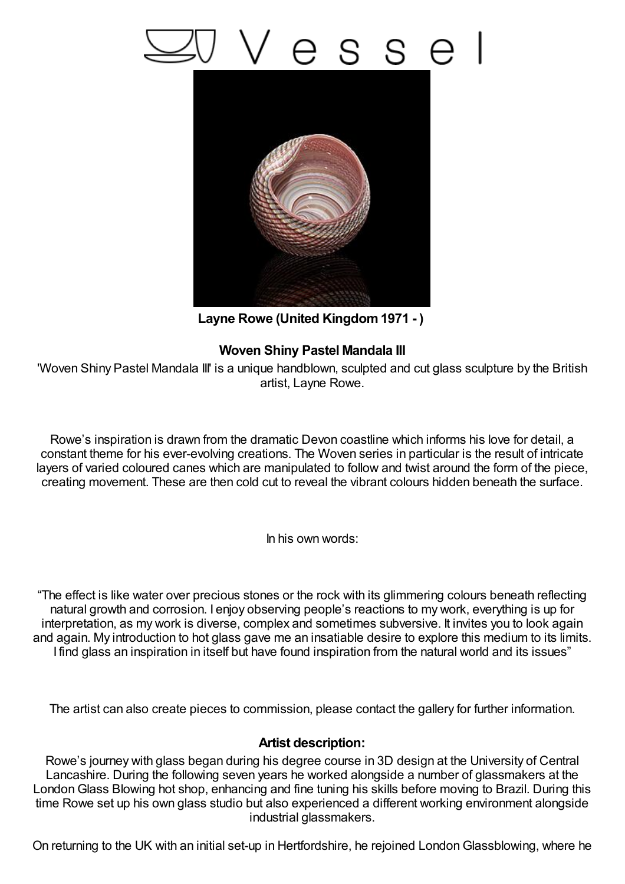# Vessel

**Layne Rowe (United Kingdom 1971 - )**

## Woven Shiny Pastel Mandala III

'Woven Shiny Pastel Mandala III' is a unique handblown, sculpted and cut glass sculpture by the British artist, Layne Rowe.

Rowe's inspiration is drawn from the dramatic Devon coastline which informs his love for detail, a constant theme for his ever-evolving creations. The Woven series in particular is the result of intricate layers of varied coloured canes which are manipulated to follow and twist around the form of the piece, creating movement. These are then cold cut to reveal the vibrant colours hidden beneath the surface.

In his own words:

"The effect is like water over precious stones or the rock with its glimmering colours beneath reflecting natural growth and corrosion. I enjoy observing people's reactions to my work, everything is up for interpretation, as my work is diverse, complex and sometimes subversive. It invites you to look again and again. My introduction to hot glass gave me an insatiable desire to explore this medium to its limits. I find glass an inspiration in itself but have found inspiration from the natural world and its issues"

The artist can also create pieces to commission, please contact the gallery for further information.

### Artist description:

Rowe's journey with glass began during his degree course in 3D design at the University of Central Lancashire. During the following seven years he worked alongside a number of glassmakers at the London Glass Blowing hot shop, enhancing and fine tuning his skills before moving to Brazil. During this time Rowe set up his own glass studio but also experienced a different working environment alongside industrial glassmakers.

On returning to the UK with an initial set-up in Hertfordshire, he rejoined London Glassblowing, where he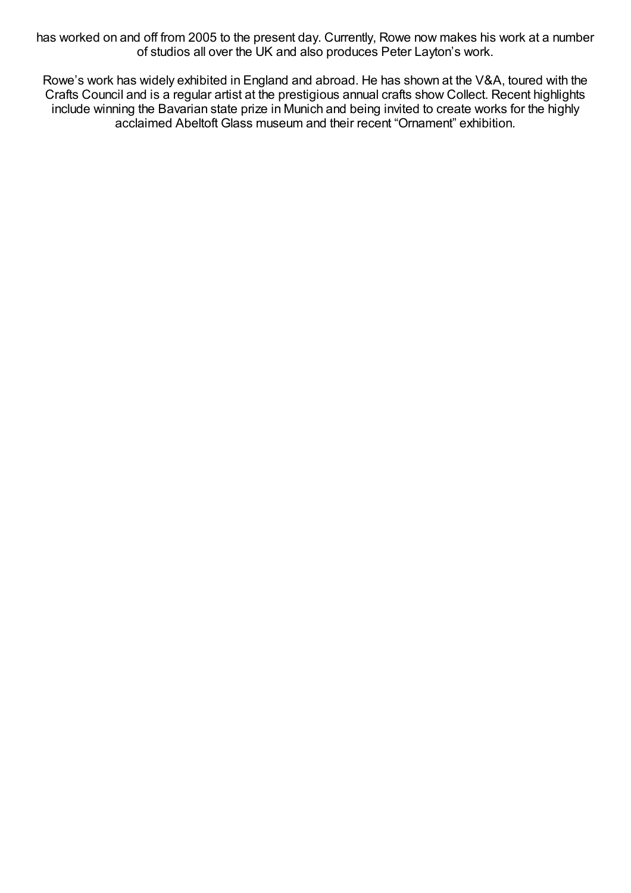has worked on and off from 2005 to the present day. Currently, Rowe now makes his work at a number of studios all over the UK and also produces Peter Layton's work.

Rowe's work has widely exhibited in England and abroad. He has shown at the V&A, toured with the Crafts Council and is a regular artist at the prestigious annual crafts show Collect. Recent highlights include winning the Bavarian state prize in Munich and being invited to create works for the highly acclaimed Abeltoft Glass museum and their recent "Ornament" exhibition.